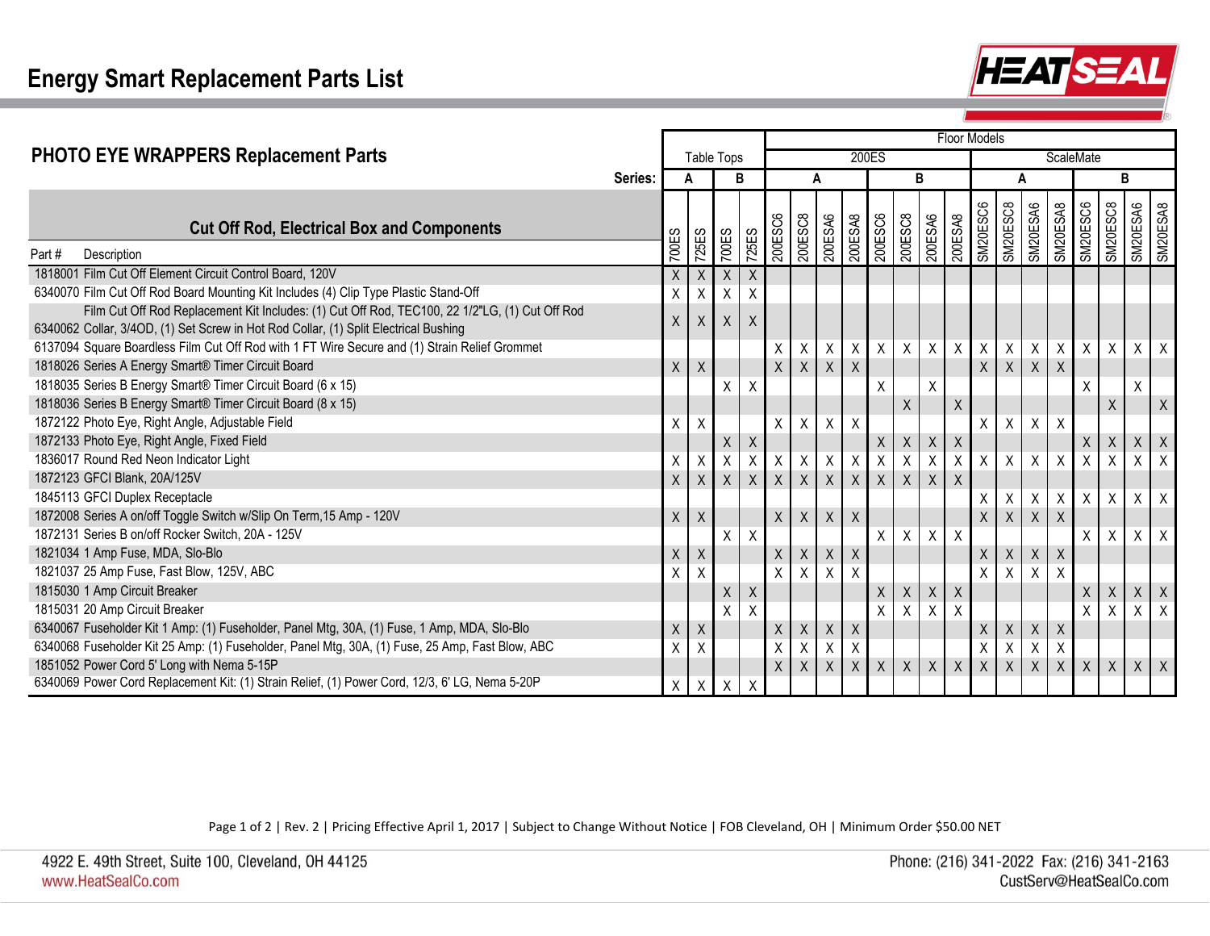# Energy Smart Replacement Parts List

## PHOTO EYE WRAPPERS Replacement Parts

### Cut Off Rod, Electrical Box and Components

| | | Table Tops | | | | Floor Models | | | | | | | | | | | | | | | | | | | |
|---|---|---|---|---|---|---|---|---|---|---|---|---|---|---|---|---|---|---|---|---|---|---|---|---|---|
| | | | | | | 200ES | | | | | | | | ScaleMate | | | | | | | |
| | **Series:** | A | | B | | A | | | | B | | | | A | | | | B | | | |
| **Part #** | **Description** | 700ES | 725ES | 700ES | 725ES | 200ESC6 | 200ESC8 | 200ESA6 | 200ESA8 | 200ESC6 | 200ESC8 | 200ESA6 | 200ESA8 | SM20ESC6 | SM20ESC8 | SM20ESA6 | SM20ESA8 | SM20ESC6 | SM20ESC8 | SM20ESA6 | SM20ESA8 |
| 1818001 | Film Cut Off Element Circuit Control Board, 120V | X | X | X | X | | | | | | | | | | | | | | | | |
| 6340070 | Film Cut Off Rod Board Mounting Kit Includes (4) Clip Type Plastic Stand-Off | X | X | X | X | | | | | | | | | | | | | | | | |
| 6340062 | Film Cut Off Rod Replacement Kit Includes: (1) Cut Off Rod, TEC100, 22 1/2"LG, (1) Cut Off Rod Collar, 3/4OD, (1) Set Screw in Hot Rod Collar, (1) Split Electrical Bushing | X | X | X | X | | | | | | | | | | | | | | | | |
| 6137094 | Square Boardless Film Cut Off Rod with 1 FT Wire Secure and (1) Strain Relief Grommet | | | | | X | X | X | X | X | X | X | X | X | X | X | X | X | X | X | X |
| 1818026 | Series A Energy Smart® Timer Circuit Board | X | X | | | X | X | X | X | | | | | X | X | X | X | | | | |
| 1818035 | Series B Energy Smart® Timer Circuit Board (6 x 15) | | | X | X | | | | | X | | X | | | | | | X | | X | |
| 1818036 | Series B Energy Smart® Timer Circuit Board (8 x 15) | | | | | | | | | | X | | X | | | | | | X | | X |
| 1872122 | Photo Eye, Right Angle, Adjustable Field | X | X | | | X | X | X | X | | | | | X | X | X | X | | | | |
| 1872133 | Photo Eye, Right Angle, Fixed Field | | | X | X | | | | | X | X | X | X | | | | | X | X | X | X |
| 1836017 | Round Red Neon Indicator Light | X | X | X | X | X | X | X | X | X | X | X | X | X | X | X | X | X | X | X | X |
| 1872123 | GFCI Blank, 20A/125V | X | X | X | X | X | X | X | X | X | X | X | X | | | | | | | | |
| 1845113 | GFCI Duplex Receptacle | | | | | | | | | | | | | X | X | X | X | X | X | X | X |
| 1872008 | Series A on/off Toggle Switch w/Slip On Term,15 Amp - 120V | X | X | | | X | X | X | X | | | | | X | X | X | X | | | | |
| 1872131 | Series B on/off Rocker Switch, 20A - 125V | | | X | X | | | | | X | X | X | X | | | | | X | X | X | X |
| 1821034 | 1 Amp Fuse, MDA, Slo-Blo | X | X | | | X | X | X | X | | | | | X | X | X | X | | | | |
| 1821037 | 25 Amp Fuse, Fast Blow, 125V, ABC | X | X | | | X | X | X | X | | | | | X | X | X | X | | | | |
| 1815030 | 1 Amp Circuit Breaker | | | X | X | | | | | X | X | X | X | | | | | X | X | X | X |
| 1815031 | 20 Amp Circuit Breaker | | | X | X | | | | | X | X | X | X | | | | | X | X | X | X |
| 6340067 | Fuseholder Kit 1 Amp: (1) Fuseholder, Panel Mtg, 30A, (1) Fuse, 1 Amp, MDA, Slo-Blo | X | X | | | X | X | X | X | | | | | X | X | X | X | | | | |
| 6340068 | Fuseholder Kit 25 Amp: (1) Fuseholder, Panel Mtg, 30A, (1) Fuse, 25 Amp, Fast Blow, ABC | X | X | | | X | X | X | X | | | | | X | X | X | X | | | | |
| 1851052 | Power Cord 5' Long with Nema 5-15P | | | | | X | X | X | X | X | X | X | X | X | X | X | X | X | X | X | X |
| 6340069 | Power Cord Replacement Kit: (1) Strain Relief, (1) Power Cord, 12/3, 6' LG, Nema 5-20P | X | X | X | X | | | | | | | | | | | | | | | | |

Rev. 2 | Pricing Effective April 1, 2017 | Subject to Change Without Notice | FOB Cleveland, OH | Minimum Order $50.00 NET

4922 E. 49th Street, Suite 100, Cleveland, OH 44125
www.HeatSealCo.com

Phone: (216) 341-2022 Fax: (216) 341-2163
CustServ@HeatSealCo.com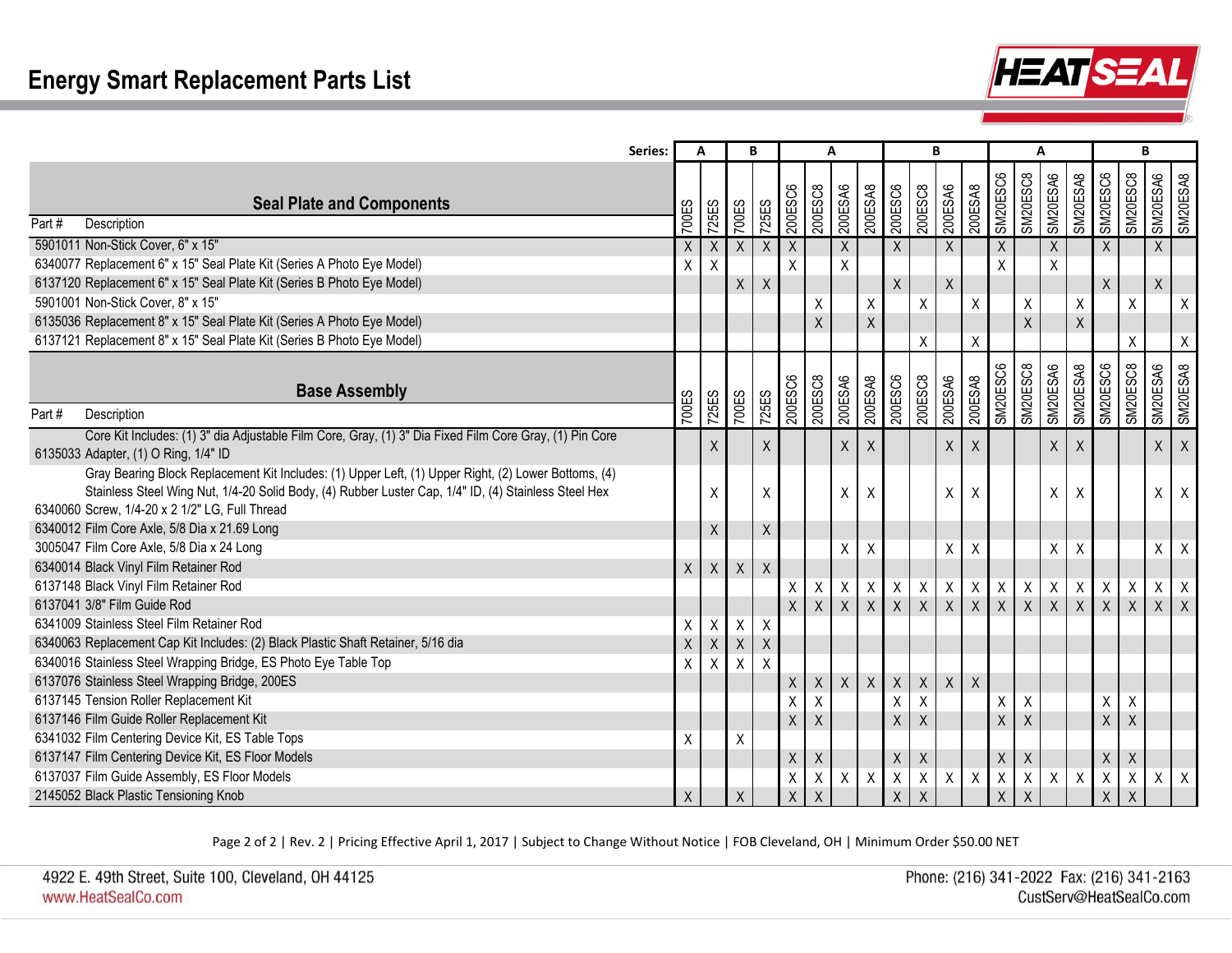# Energy Smart Replacement Parts List

HEATSEAL

| Series: | | A | | B | | A | | | | B | | | | A | | | | B | | | |
|---|---|---|---|---|---|---|---|---|---|---|---|---|---|---|---|---|---|---|---|---|---|
| **Seal Plate and Components** | | | | | | | | | | | | | | | | | | | | | |
| Part # | Description | 700ES | 725ES | 700ES | 725ES | 200ESC6 | 200ESC8 | 200ESA6 | 200ESA8 | 200ESC6 | 200ESC8 | 200ESA6 | 200ESA8 | SM20ESC6 | SM20ESC8 | SM20ESA6 | SM20ESA8 | SM20ESC6 | SM20ESC8 | SM20ESA6 | SM20ESA8 |
| 5901011 | Non-Stick Cover, 6" x 15" | X | X | X | X | X | | X | | X | | X | | X | | X | | X | | X | |
| 6340077 | Replacement 6" x 15" Seal Plate Kit (Series A Photo Eye Model) | X | X | | | X | | X | | | | | | X | | X | | | | | |
| 6137120 | Replacement 6" x 15" Seal Plate Kit (Series B Photo Eye Model) | | | X | X | | | | | X | | X | | | | | | X | | X | |
| 5901001 | Non-Stick Cover, 8" x 15" | | | | | | X | | X | | X | | X | | X | | X | | X | | X |
| 6135036 | Replacement 8" x 15" Seal Plate Kit (Series A Photo Eye Model) | | | | | | X | | X | | | | | | X | | X | | | | |
| 6137121 | Replacement 8" x 15" Seal Plate Kit (Series B Photo Eye Model) | | | | | | | | | | X | | X | | | | | | X | | X |

| | | | | | | | | | | | | | | | | | | | | | |
|---|---|---|---|---|---|---|---|---|---|---|---|---|---|---|---|---|---|---|---|---|---|
| **Base Assembly** | | | | | | | | | | | | | | | | | | | | | |
| Part # | Description | 700ES | 725ES | 700ES | 725ES | 200ESC6 | 200ESC8 | 200ESA6 | 200ESA8 | 200ESC6 | 200ESC8 | 200ESA6 | 200ESA8 | SM20ESC6 | SM20ESC8 | SM20ESA6 | SM20ESA8 | SM20ESC6 | SM20ESC8 | SM20ESA6 | SM20ESA8 |
| 6135033 | Core Kit Includes: (1) 3" dia Adjustable Film Core, Gray, (1) 3" Dia Fixed Film Core Gray, (1) Pin Core Adapter, (1) O Ring, 1/4" ID | | X | | X | | | X | X | | | X | X | | | X | X | | | X | X |
| 6340060 | Gray Bearing Block Replacement Kit Includes: (1) Upper Left, (1) Upper Right, (2) Lower Bottoms, (4) Stainless Steel Wing Nut, 1/4-20 Solid Body, (4) Rubber Luster Cap, 1/4" ID, (4) Stainless Steel Hex Screw, 1/4-20 x 2 1/2" LG, Full Thread | | X | | X | | | X | X | | | X | X | | | X | X | | | X | X |
| 6340012 | Film Core Axle, 5/8 Dia x 21.69 Long | | X | | X | | | | | | | | | | | | | | | | |
| 3005047 | Film Core Axle, 5/8 Dia x 24 Long | | | | | | | X | X | | | X | X | | | X | X | | | X | X |
| 6340014 | Black Vinyl Film Retainer Rod | X | X | X | X | | | | | | | | | | | | | | | | |
| 6137148 | Black Vinyl Film Retainer Rod | | | | | X | X | X | X | X | X | X | X | X | X | X | X | X | X | X | X |
| 6137041 | 3/8" Film Guide Rod | | | | | X | X | X | X | X | X | X | X | X | X | X | X | X | X | X | X |
| 6341009 | Stainless Steel Film Retainer Rod | X | X | X | X | | | | | | | | | | | | | | | | |
| 6340063 | Replacement Cap Kit Includes: (2) Black Plastic Shaft Retainer, 5/16 dia | X | X | X | X | | | | | | | | | | | | | | | | |
| 6340016 | Stainless Steel Wrapping Bridge, ES Photo Eye Table Top | X | X | X | X | | | | | | | | | | | | | | | | |
| 6137076 | Stainless Steel Wrapping Bridge, 200ES | | | | | X | X | X | X | X | X | X | X | | | | | | | | |
| 6137145 | Tension Roller Replacement Kit | | | | | X | X | | | X | X | | | X | X | | | X | X | | |
| 6137146 | Film Guide Roller Replacement Kit | | | | | X | X | | | X | X | | | X | X | | | X | X | | |
| 6341032 | Film Centering Device Kit, ES Table Tops | X | | X | | | | | | | | | | | | | | | | | |
| 6137147 | Film Centering Device Kit, ES Floor Models | | | | | X | X | | | X | X | | | X | X | | | X | X | | |
| 6137037 | Film Guide Assembly, ES Floor Models | | | | | X | X | X | X | X | X | X | X | X | X | X | X | X | X | X | X |
| 2145052 | Black Plastic Tensioning Knob | X | | X | | X | X | | | X | X | | | X | X | | | X | X | | |

Rev. 2 | Pricing Effective April 1, 2017 | Subject to Change Without Notice | FOB Cleveland, OH | Minimum Order $50.00 NET

4922 E. 49th Street, Suite 100, Cleveland, OH 44125
www.HeatSealCo.com

Phone: (216) 341-2022 Fax: (216) 341-2163
CustServ@HeatSealCo.com